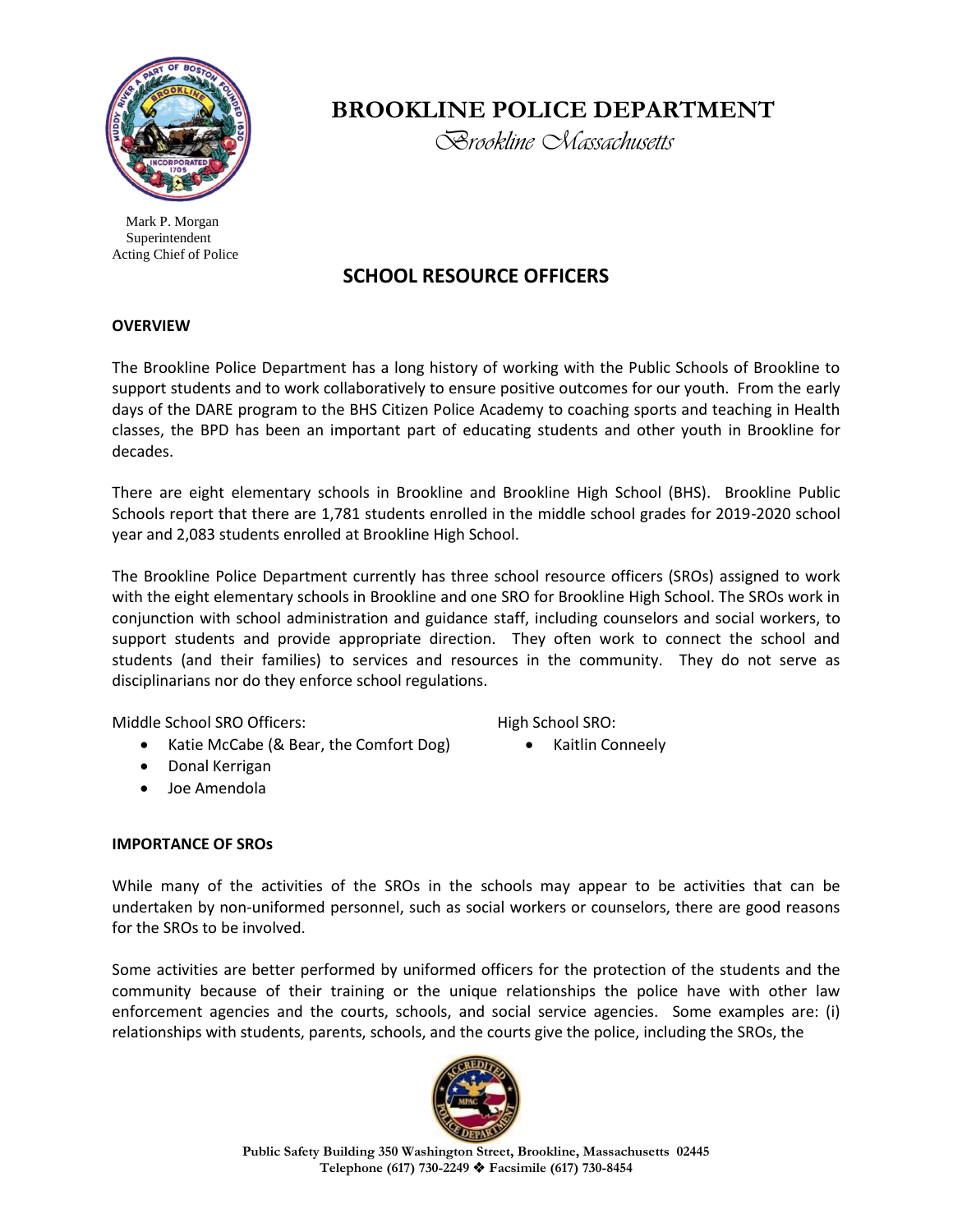# BROOKLINE POLICE DEPARTMENT

*Brookline Massachusetts*

Mark P. Morgan
Superintendent
Acting Chief of Police

## SCHOOL RESOURCE OFFICERS

### OVERVIEW

The Brookline Police Department has a long history of working with the Public Schools of Brookline to support students and to work collaboratively to ensure positive outcomes for our youth. From the early days of the DARE program to the BHS Citizen Police Academy to coaching sports and teaching in Health classes, the BPD has been an important part of educating students and other youth in Brookline for decades.

There are eight elementary schools in Brookline and Brookline High School (BHS). Brookline Public Schools report that there are 1,781 students enrolled in the middle school grades for 2019-2020 school year and 2,083 students enrolled at Brookline High School.

The Brookline Police Department currently has three school resource officers (SROs) assigned to work with the eight elementary schools in Brookline and one SRO for Brookline High School. The SROs work in conjunction with school administration and guidance staff, including counselors and social workers, to support students and provide appropriate direction. They often work to connect the school and students (and their families) to services and resources in the community. They do not serve as disciplinarians nor do they enforce school regulations.

Middle School SRO Officers:

- Katie McCabe (& Bear, the Comfort Dog)
- Donal Kerrigan
- Joe Amendola

High School SRO:

- Kaitlin Conneely

### IMPORTANCE OF SROs

While many of the activities of the SROs in the schools may appear to be activities that can be undertaken by non-uniformed personnel, such as social workers or counselors, there are good reasons for the SROs to be involved.

Some activities are better performed by uniformed officers for the protection of the students and the community because of their training or the unique relationships the police have with other law enforcement agencies and the courts, schools, and social service agencies. Some examples are: (i) relationships with students, parents, schools, and the courts give the police, including the SROs, the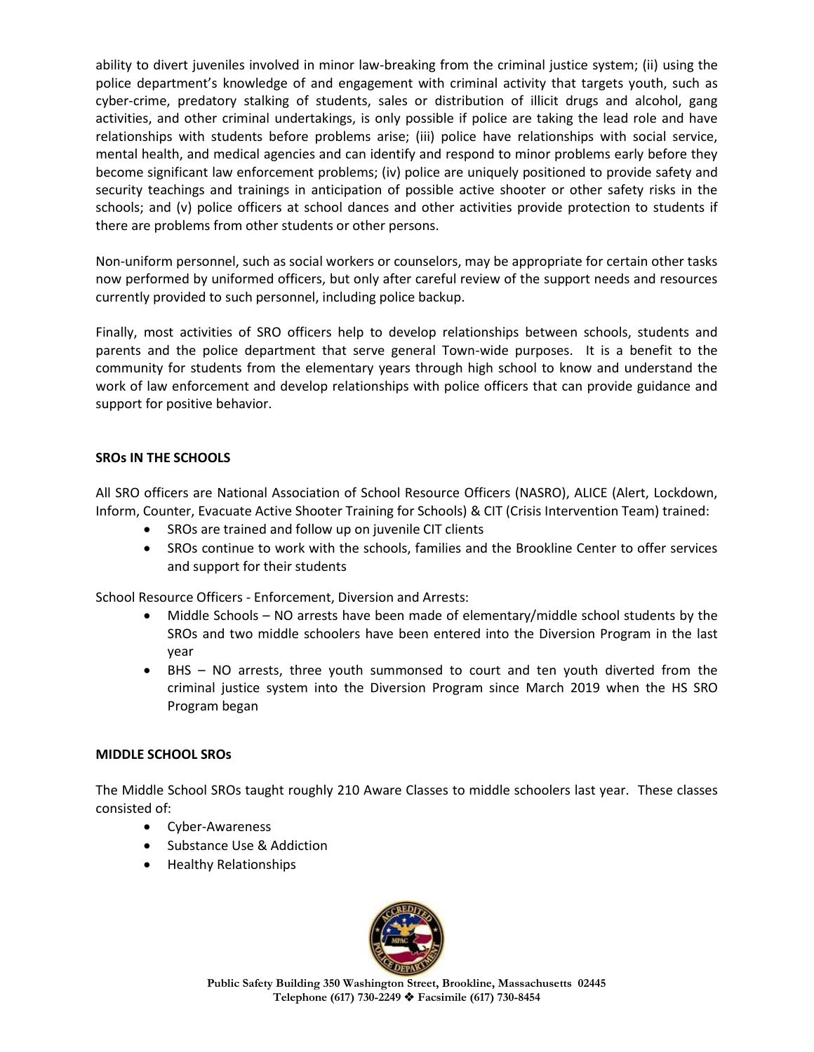ability to divert juveniles involved in minor law-breaking from the criminal justice system; (ii) using the police department's knowledge of and engagement with criminal activity that targets youth, such as cyber-crime, predatory stalking of students, sales or distribution of illicit drugs and alcohol, gang activities, and other criminal undertakings, is only possible if police are taking the lead role and have relationships with students before problems arise; (iii) police have relationships with social service, mental health, and medical agencies and can identify and respond to minor problems early before they become significant law enforcement problems; (iv) police are uniquely positioned to provide safety and security teachings and trainings in anticipation of possible active shooter or other safety risks in the schools; and (v) police officers at school dances and other activities provide protection to students if there are problems from other students or other persons.

Non-uniform personnel, such as social workers or counselors, may be appropriate for certain other tasks now performed by uniformed officers, but only after careful review of the support needs and resources currently provided to such personnel, including police backup.

Finally, most activities of SRO officers help to develop relationships between schools, students and parents and the police department that serve general Town-wide purposes. It is a benefit to the community for students from the elementary years through high school to know and understand the work of law enforcement and develop relationships with police officers that can provide guidance and support for positive behavior.

**SROs IN THE SCHOOLS**

All SRO officers are National Association of School Resource Officers (NASRO), ALICE (Alert, Lockdown, Inform, Counter, Evacuate Active Shooter Training for Schools) & CIT (Crisis Intervention Team) trained:

- SROs are trained and follow up on juvenile CIT clients
- SROs continue to work with the schools, families and the Brookline Center to offer services and support for their students

School Resource Officers - Enforcement, Diversion and Arrests:

- Middle Schools – NO arrests have been made of elementary/middle school students by the SROs and two middle schoolers have been entered into the Diversion Program in the last year
- BHS – NO arrests, three youth summonsed to court and ten youth diverted from the criminal justice system into the Diversion Program since March 2019 when the HS SRO Program began

**MIDDLE SCHOOL SROs**

The Middle School SROs taught roughly 210 Aware Classes to middle schoolers last year. These classes consisted of:

- Cyber-Awareness
- Substance Use & Addiction
- Healthy Relationships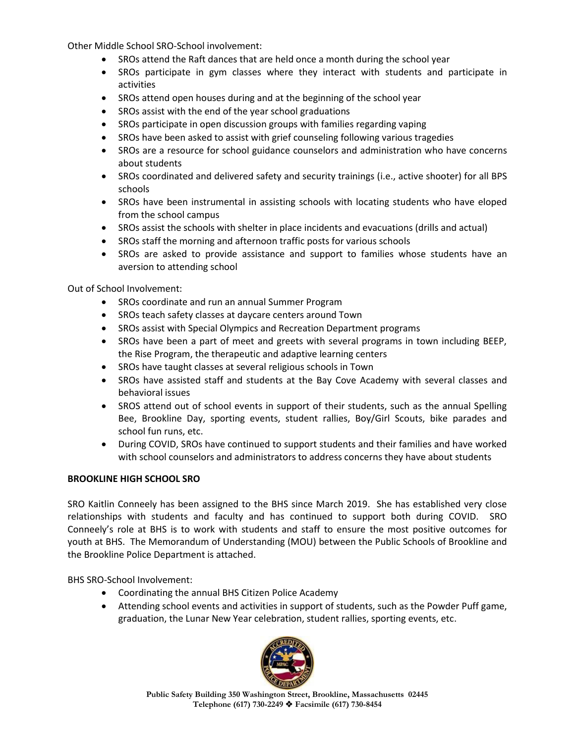Other Middle School SRO-School involvement:

- SROs attend the Raft dances that are held once a month during the school year
- SROs participate in gym classes where they interact with students and participate in activities
- SROs attend open houses during and at the beginning of the school year
- SROs assist with the end of the year school graduations
- SROs participate in open discussion groups with families regarding vaping
- SROs have been asked to assist with grief counseling following various tragedies
- SROs are a resource for school guidance counselors and administration who have concerns about students
- SROs coordinated and delivered safety and security trainings (i.e., active shooter) for all BPS schools
- SROs have been instrumental in assisting schools with locating students who have eloped from the school campus
- SROs assist the schools with shelter in place incidents and evacuations (drills and actual)
- SROs staff the morning and afternoon traffic posts for various schools
- SROs are asked to provide assistance and support to families whose students have an aversion to attending school

Out of School Involvement:

- SROs coordinate and run an annual Summer Program
- SROs teach safety classes at daycare centers around Town
- SROs assist with Special Olympics and Recreation Department programs
- SROs have been a part of meet and greets with several programs in town including BEEP, the Rise Program, the therapeutic and adaptive learning centers
- SROs have taught classes at several religious schools in Town
- SROs have assisted staff and students at the Bay Cove Academy with several classes and behavioral issues
- SROS attend out of school events in support of their students, such as the annual Spelling Bee, Brookline Day, sporting events, student rallies, Boy/Girl Scouts, bike parades and school fun runs, etc.
- During COVID, SROs have continued to support students and their families and have worked with school counselors and administrators to address concerns they have about students

**BROOKLINE HIGH SCHOOL SRO**

SRO Kaitlin Conneely has been assigned to the BHS since March 2019. She has established very close relationships with students and faculty and has continued to support both during COVID. SRO Conneely's role at BHS is to work with students and staff to ensure the most positive outcomes for youth at BHS. The Memorandum of Understanding (MOU) between the Public Schools of Brookline and the Brookline Police Department is attached.

BHS SRO-School Involvement:

- Coordinating the annual BHS Citizen Police Academy
- Attending school events and activities in support of students, such as the Powder Puff game, graduation, the Lunar New Year celebration, student rallies, sporting events, etc.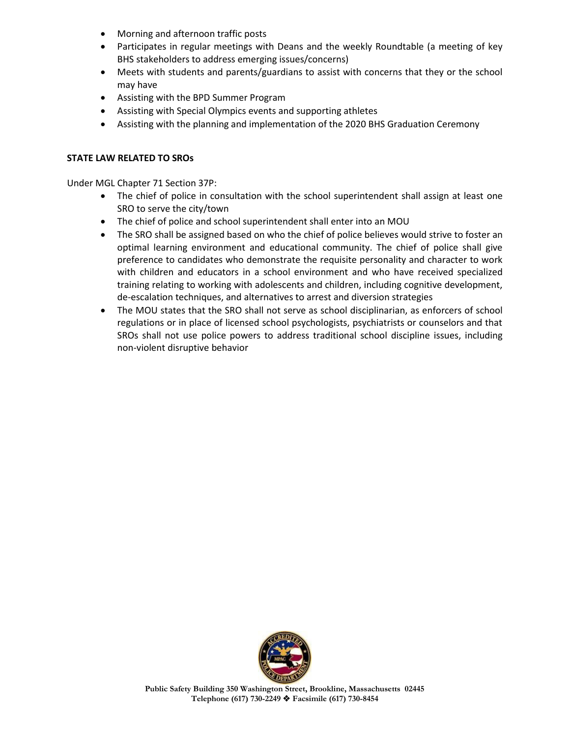- Morning and afternoon traffic posts
- Participates in regular meetings with Deans and the weekly Roundtable (a meeting of key BHS stakeholders to address emerging issues/concerns)
- Meets with students and parents/guardians to assist with concerns that they or the school may have
- Assisting with the BPD Summer Program
- Assisting with Special Olympics events and supporting athletes
- Assisting with the planning and implementation of the 2020 BHS Graduation Ceremony

**STATE LAW RELATED TO SROs**

Under MGL Chapter 71 Section 37P:

- The chief of police in consultation with the school superintendent shall assign at least one SRO to serve the city/town
- The chief of police and school superintendent shall enter into an MOU
- The SRO shall be assigned based on who the chief of police believes would strive to foster an optimal learning environment and educational community. The chief of police shall give preference to candidates who demonstrate the requisite personality and character to work with children and educators in a school environment and who have received specialized training relating to working with adolescents and children, including cognitive development, de-escalation techniques, and alternatives to arrest and diversion strategies
- The MOU states that the SRO shall not serve as school disciplinarian, as enforcers of school regulations or in place of licensed school psychologists, psychiatrists or counselors and that SROs shall not use police powers to address traditional school discipline issues, including non-violent disruptive behavior